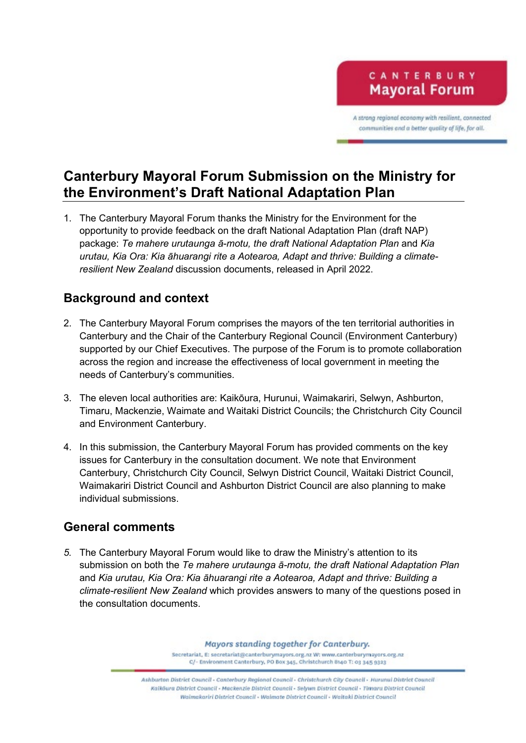# Canterbury Mayoral Forum Submission on the Ministry for the Environment's Draft National Adaptation Plan

1. The Canterbury Mayoral Forum thanks the Ministry for the Environment for the opportunity to provide feedback on the draft National Adaptation Plan (draft NAP) package: *Te mahere urutaunga ā-motu, the draft National Adaptation Plan* and *Kia urutau, Kia Ora: Kia āhuarangi rite a Aotearoa, Adapt and thrive: Building a climate-resilient New Zealand* discussion documents, released in April 2022.

## Background and context

2. The Canterbury Mayoral Forum comprises the mayors of the ten territorial authorities in Canterbury and the Chair of the Canterbury Regional Council (Environment Canterbury) supported by our Chief Executives. The purpose of the Forum is to promote collaboration across the region and increase the effectiveness of local government in meeting the needs of Canterbury's communities.

3. The eleven local authorities are: Kaikōura, Hurunui, Waimakariri, Selwyn, Ashburton, Timaru, Mackenzie, Waimate and Waitaki District Councils; the Christchurch City Council and Environment Canterbury.

4. In this submission, the Canterbury Mayoral Forum has provided comments on the key issues for Canterbury in the consultation document. We note that Environment Canterbury, Christchurch City Council, Selwyn District Council, Waitaki District Council, Waimakariri District Council and Ashburton District Council are also planning to make individual submissions.

## General comments

5. The Canterbury Mayoral Forum would like to draw the Ministry's attention to its submission on both the *Te mahere urutaunga ā-motu, the draft National Adaptation Plan* and *Kia urutau, Kia Ora: Kia āhuarangi rite a Aotearoa, Adapt and thrive: Building a climate-resilient New Zealand* which provides answers to many of the questions posed in the consultation documents.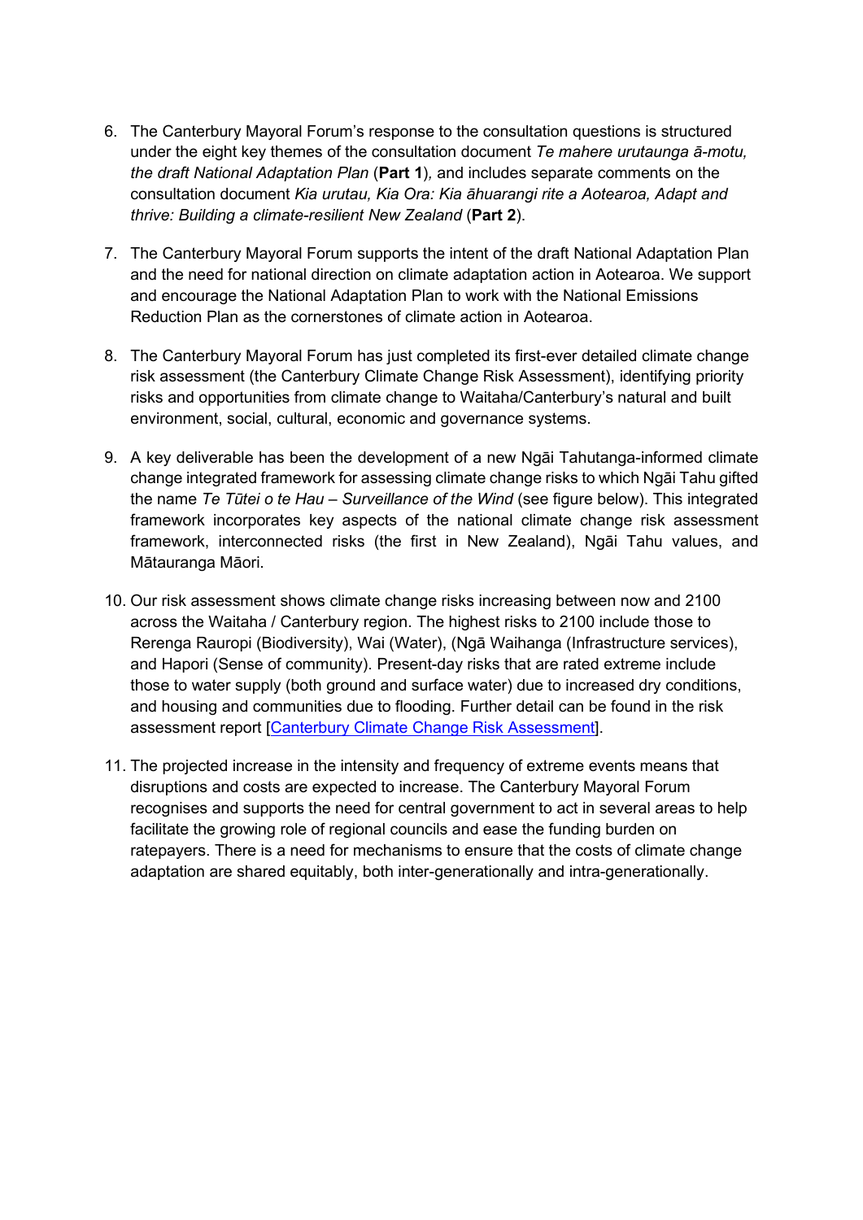6. The Canterbury Mayoral Forum's response to the consultation questions is structured under the eight key themes of the consultation document *Te mahere urutaunga ā-motu, the draft National Adaptation Plan* (**Part 1**), and includes separate comments on the consultation document *Kia urutau, Kia Ora: Kia āhuarangi rite a Aotearoa, Adapt and thrive: Building a climate-resilient New Zealand* (**Part 2**).

7. The Canterbury Mayoral Forum supports the intent of the draft National Adaptation Plan and the need for national direction on climate adaptation action in Aotearoa. We support and encourage the National Adaptation Plan to work with the National Emissions Reduction Plan as the cornerstones of climate action in Aotearoa.

8. The Canterbury Mayoral Forum has just completed its first-ever detailed climate change risk assessment (the Canterbury Climate Change Risk Assessment), identifying priority risks and opportunities from climate change to Waitaha/Canterbury's natural and built environment, social, cultural, economic and governance systems.

9. A key deliverable has been the development of a new Ngāi Tahutanga-informed climate change integrated framework for assessing climate change risks to which Ngāi Tahu gifted the name *Te Tūtei o te Hau – Surveillance of the Wind* (see figure below). This integrated framework incorporates key aspects of the national climate change risk assessment framework, interconnected risks (the first in New Zealand), Ngāi Tahu values, and Mātauranga Māori.

10. Our risk assessment shows climate change risks increasing between now and 2100 across the Waitaha / Canterbury region. The highest risks to 2100 include those to Rerenga Rauropi (Biodiversity), Wai (Water), (Ngā Waihanga (Infrastructure services), and Hapori (Sense of community). Present-day risks that are rated extreme include those to water supply (both ground and surface water) due to increased dry conditions, and housing and communities due to flooding. Further detail can be found in the risk assessment report [Canterbury Climate Change Risk Assessment].

11. The projected increase in the intensity and frequency of extreme events means that disruptions and costs are expected to increase. The Canterbury Mayoral Forum recognises and supports the need for central government to act in several areas to help facilitate the growing role of regional councils and ease the funding burden on ratepayers. There is a need for mechanisms to ensure that the costs of climate change adaptation are shared equitably, both inter-generationally and intra-generationally.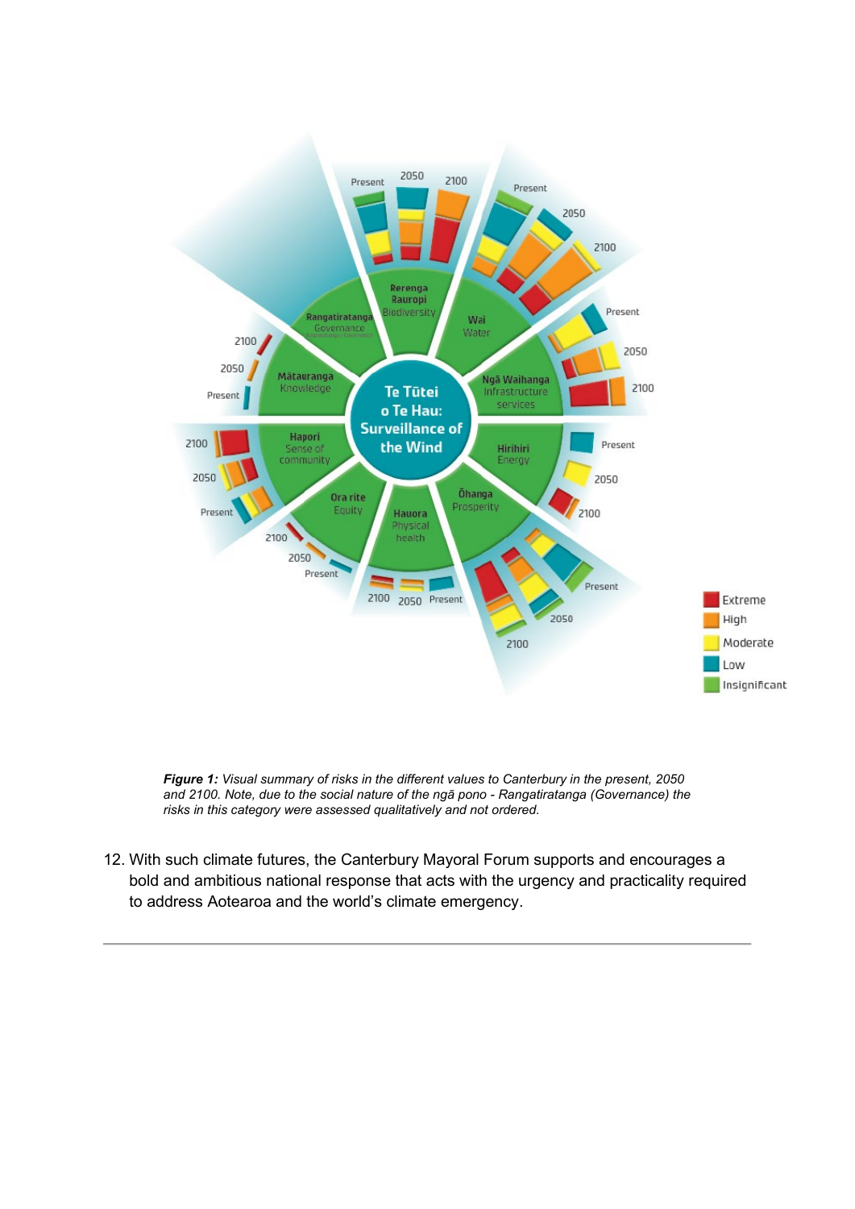***Figure 1:** Visual summary of risks in the different values to Canterbury in the present, 2050 and 2100. Note, due to the social nature of the ngā pono - Rangatiratanga (Governance) the risks in this category were assessed qualitatively and not ordered.*

12. With such climate futures, the Canterbury Mayoral Forum supports and encourages a bold and ambitious national response that acts with the urgency and practicality required to address Aotearoa and the world's climate emergency.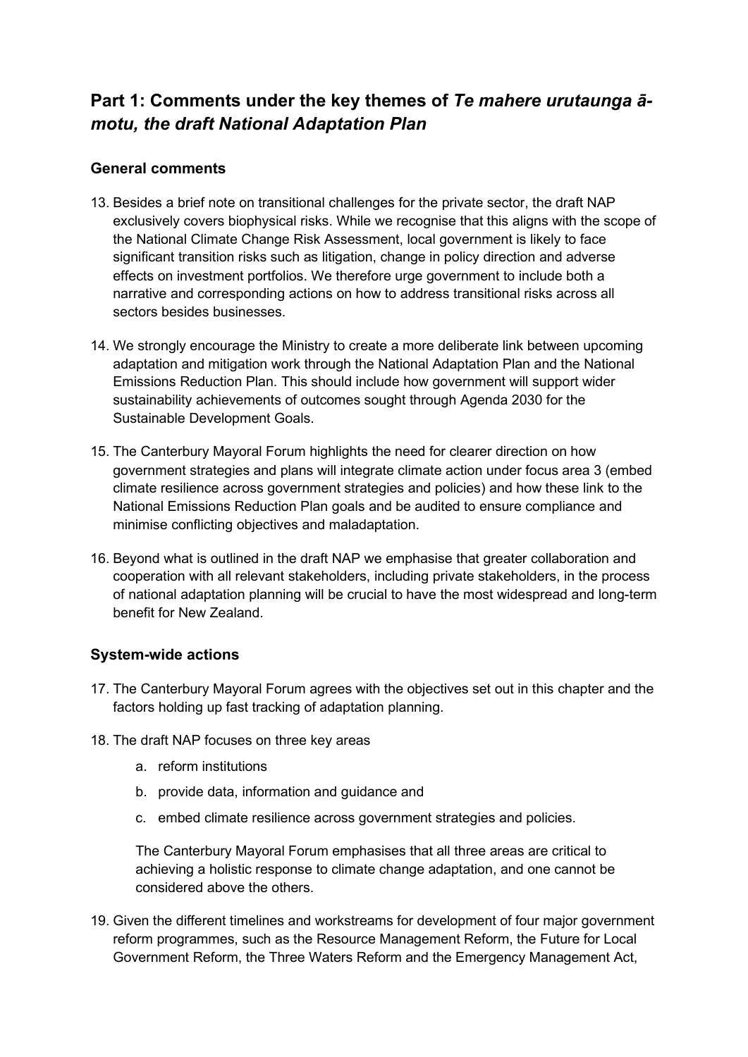## Part 1: Comments under the key themes of *Te mahere urutaunga ā-motu, the draft National Adaptation Plan*

### General comments

13. Besides a brief note on transitional challenges for the private sector, the draft NAP exclusively covers biophysical risks. While we recognise that this aligns with the scope of the National Climate Change Risk Assessment, local government is likely to face significant transition risks such as litigation, change in policy direction and adverse effects on investment portfolios. We therefore urge government to include both a narrative and corresponding actions on how to address transitional risks across all sectors besides businesses.

14. We strongly encourage the Ministry to create a more deliberate link between upcoming adaptation and mitigation work through the National Adaptation Plan and the National Emissions Reduction Plan. This should include how government will support wider sustainability achievements of outcomes sought through Agenda 2030 for the Sustainable Development Goals.

15. The Canterbury Mayoral Forum highlights the need for clearer direction on how government strategies and plans will integrate climate action under focus area 3 (embed climate resilience across government strategies and policies) and how these link to the National Emissions Reduction Plan goals and be audited to ensure compliance and minimise conflicting objectives and maladaptation.

16. Beyond what is outlined in the draft NAP we emphasise that greater collaboration and cooperation with all relevant stakeholders, including private stakeholders, in the process of national adaptation planning will be crucial to have the most widespread and long-term benefit for New Zealand.

### System-wide actions

17. The Canterbury Mayoral Forum agrees with the objectives set out in this chapter and the factors holding up fast tracking of adaptation planning.

18. The draft NAP focuses on three key areas
    a. reform institutions
    b. provide data, information and guidance and
    c. embed climate resilience across government strategies and policies.

    The Canterbury Mayoral Forum emphasises that all three areas are critical to achieving a holistic response to climate change adaptation, and one cannot be considered above the others.

19. Given the different timelines and workstreams for development of four major government reform programmes, such as the Resource Management Reform, the Future for Local Government Reform, the Three Waters Reform and the Emergency Management Act,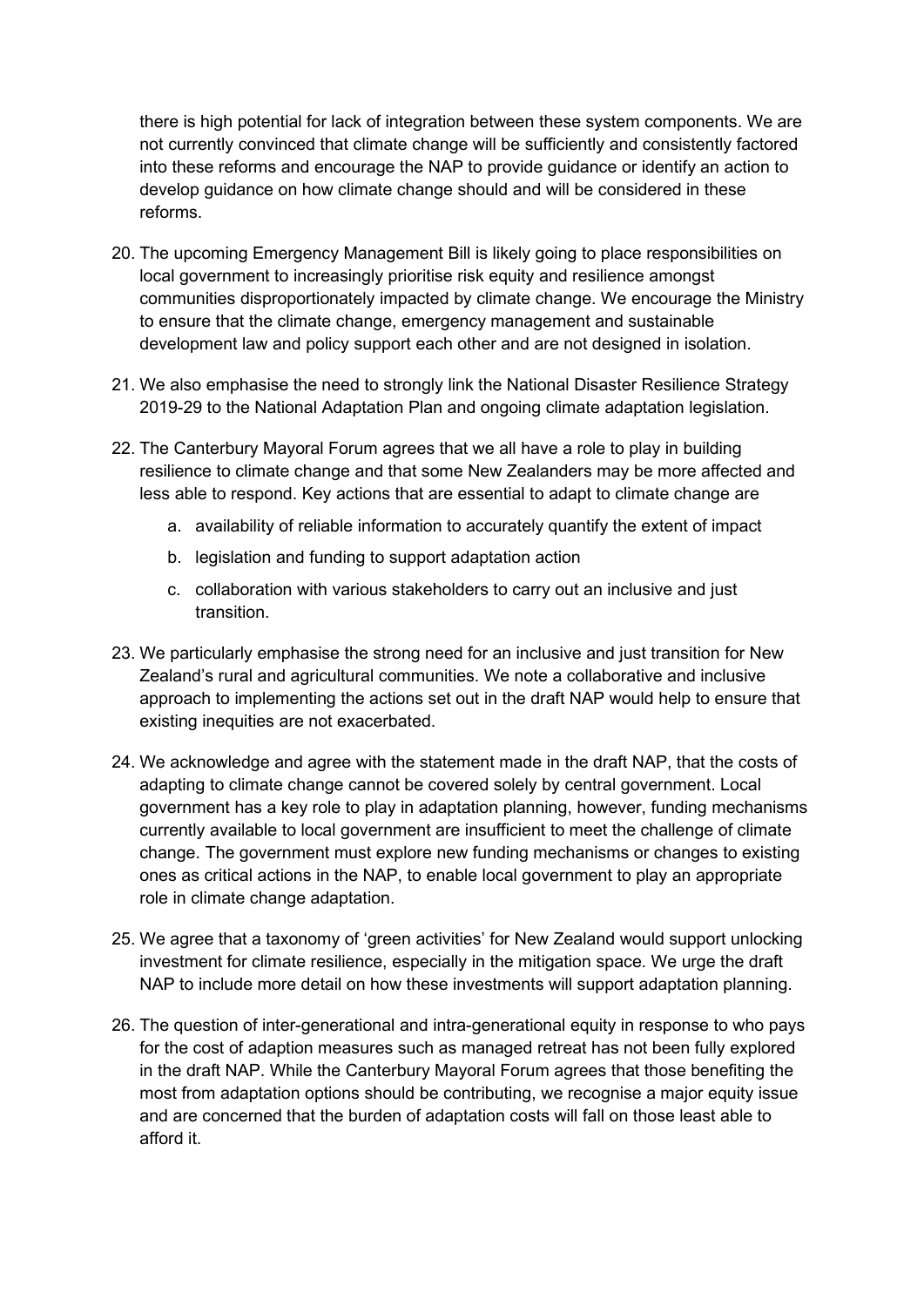there is high potential for lack of integration between these system components. We are not currently convinced that climate change will be sufficiently and consistently factored into these reforms and encourage the NAP to provide guidance or identify an action to develop guidance on how climate change should and will be considered in these reforms.

20. The upcoming Emergency Management Bill is likely going to place responsibilities on local government to increasingly prioritise risk equity and resilience amongst communities disproportionately impacted by climate change. We encourage the Ministry to ensure that the climate change, emergency management and sustainable development law and policy support each other and are not designed in isolation.

21. We also emphasise the need to strongly link the National Disaster Resilience Strategy 2019-29 to the National Adaptation Plan and ongoing climate adaptation legislation.

22. The Canterbury Mayoral Forum agrees that we all have a role to play in building resilience to climate change and that some New Zealanders may be more affected and less able to respond. Key actions that are essential to adapt to climate change are
    a. availability of reliable information to accurately quantify the extent of impact
    b. legislation and funding to support adaptation action
    c. collaboration with various stakeholders to carry out an inclusive and just transition.

23. We particularly emphasise the strong need for an inclusive and just transition for New Zealand's rural and agricultural communities. We note a collaborative and inclusive approach to implementing the actions set out in the draft NAP would help to ensure that existing inequities are not exacerbated.

24. We acknowledge and agree with the statement made in the draft NAP, that the costs of adapting to climate change cannot be covered solely by central government. Local government has a key role to play in adaptation planning, however, funding mechanisms currently available to local government are insufficient to meet the challenge of climate change. The government must explore new funding mechanisms or changes to existing ones as critical actions in the NAP, to enable local government to play an appropriate role in climate change adaptation.

25. We agree that a taxonomy of 'green activities' for New Zealand would support unlocking investment for climate resilience, especially in the mitigation space. We urge the draft NAP to include more detail on how these investments will support adaptation planning.

26. The question of inter-generational and intra-generational equity in response to who pays for the cost of adaption measures such as managed retreat has not been fully explored in the draft NAP. While the Canterbury Mayoral Forum agrees that those benefiting the most from adaptation options should be contributing, we recognise a major equity issue and are concerned that the burden of adaptation costs will fall on those least able to afford it.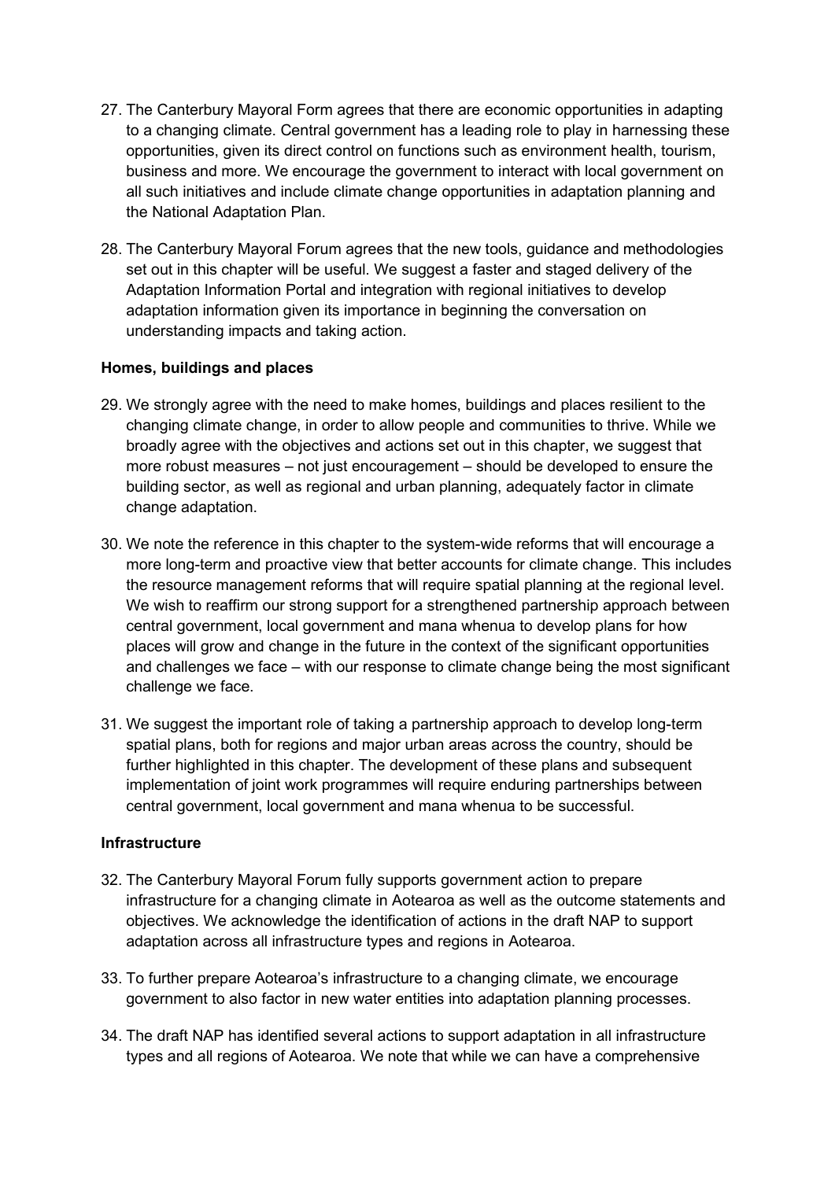27. The Canterbury Mayoral Form agrees that there are economic opportunities in adapting to a changing climate. Central government has a leading role to play in harnessing these opportunities, given its direct control on functions such as environment health, tourism, business and more. We encourage the government to interact with local government on all such initiatives and include climate change opportunities in adaptation planning and the National Adaptation Plan.

28. The Canterbury Mayoral Forum agrees that the new tools, guidance and methodologies set out in this chapter will be useful. We suggest a faster and staged delivery of the Adaptation Information Portal and integration with regional initiatives to develop adaptation information given its importance in beginning the conversation on understanding impacts and taking action.

**Homes, buildings and places**

29. We strongly agree with the need to make homes, buildings and places resilient to the changing climate change, in order to allow people and communities to thrive. While we broadly agree with the objectives and actions set out in this chapter, we suggest that more robust measures – not just encouragement – should be developed to ensure the building sector, as well as regional and urban planning, adequately factor in climate change adaptation.

30. We note the reference in this chapter to the system-wide reforms that will encourage a more long-term and proactive view that better accounts for climate change. This includes the resource management reforms that will require spatial planning at the regional level. We wish to reaffirm our strong support for a strengthened partnership approach between central government, local government and mana whenua to develop plans for how places will grow and change in the future in the context of the significant opportunities and challenges we face – with our response to climate change being the most significant challenge we face.

31. We suggest the important role of taking a partnership approach to develop long-term spatial plans, both for regions and major urban areas across the country, should be further highlighted in this chapter. The development of these plans and subsequent implementation of joint work programmes will require enduring partnerships between central government, local government and mana whenua to be successful.

**Infrastructure**

32. The Canterbury Mayoral Forum fully supports government action to prepare infrastructure for a changing climate in Aotearoa as well as the outcome statements and objectives. We acknowledge the identification of actions in the draft NAP to support adaptation across all infrastructure types and regions in Aotearoa.

33. To further prepare Aotearoa's infrastructure to a changing climate, we encourage government to also factor in new water entities into adaptation planning processes.

34. The draft NAP has identified several actions to support adaptation in all infrastructure types and all regions of Aotearoa. We note that while we can have a comprehensive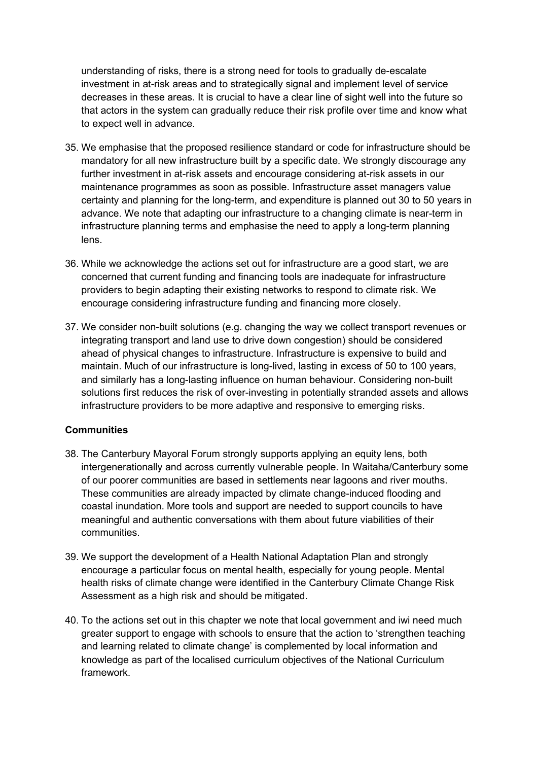understanding of risks, there is a strong need for tools to gradually de-escalate investment in at-risk areas and to strategically signal and implement level of service decreases in these areas. It is crucial to have a clear line of sight well into the future so that actors in the system can gradually reduce their risk profile over time and know what to expect well in advance.

35. We emphasise that the proposed resilience standard or code for infrastructure should be mandatory for all new infrastructure built by a specific date. We strongly discourage any further investment in at-risk assets and encourage considering at-risk assets in our maintenance programmes as soon as possible. Infrastructure asset managers value certainty and planning for the long-term, and expenditure is planned out 30 to 50 years in advance. We note that adapting our infrastructure to a changing climate is near-term in infrastructure planning terms and emphasise the need to apply a long-term planning lens.

36. While we acknowledge the actions set out for infrastructure are a good start, we are concerned that current funding and financing tools are inadequate for infrastructure providers to begin adapting their existing networks to respond to climate risk. We encourage considering infrastructure funding and financing more closely.

37. We consider non-built solutions (e.g. changing the way we collect transport revenues or integrating transport and land use to drive down congestion) should be considered ahead of physical changes to infrastructure. Infrastructure is expensive to build and maintain. Much of our infrastructure is long-lived, lasting in excess of 50 to 100 years, and similarly has a long-lasting influence on human behaviour. Considering non-built solutions first reduces the risk of over-investing in potentially stranded assets and allows infrastructure providers to be more adaptive and responsive to emerging risks.

**Communities**

38. The Canterbury Mayoral Forum strongly supports applying an equity lens, both intergenerationally and across currently vulnerable people. In Waitaha/Canterbury some of our poorer communities are based in settlements near lagoons and river mouths. These communities are already impacted by climate change-induced flooding and coastal inundation. More tools and support are needed to support councils to have meaningful and authentic conversations with them about future viabilities of their communities.

39. We support the development of a Health National Adaptation Plan and strongly encourage a particular focus on mental health, especially for young people. Mental health risks of climate change were identified in the Canterbury Climate Change Risk Assessment as a high risk and should be mitigated.

40. To the actions set out in this chapter we note that local government and iwi need much greater support to engage with schools to ensure that the action to 'strengthen teaching and learning related to climate change' is complemented by local information and knowledge as part of the localised curriculum objectives of the National Curriculum framework.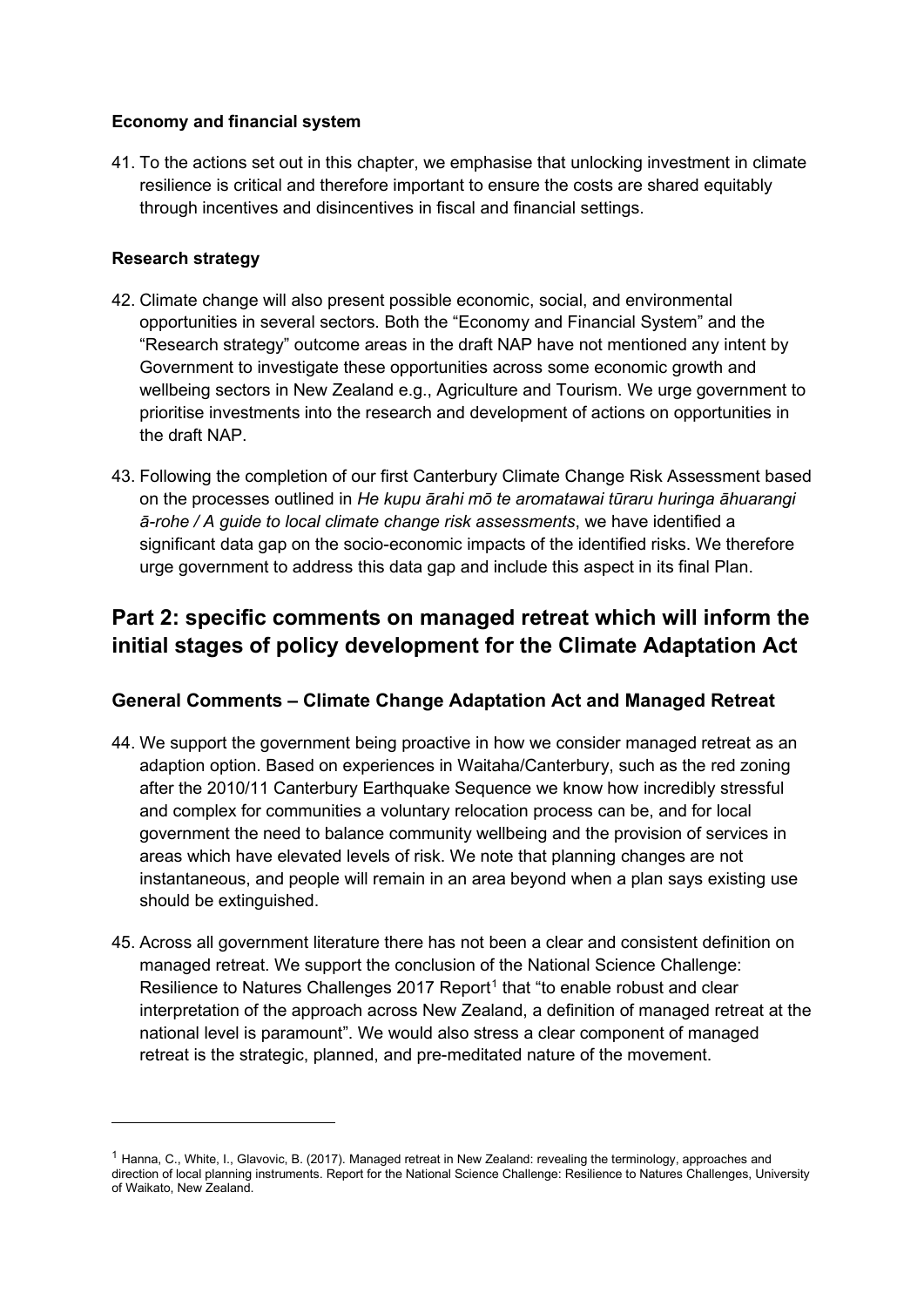**Economy and financial system**

41. To the actions set out in this chapter, we emphasise that unlocking investment in climate resilience is critical and therefore important to ensure the costs are shared equitably through incentives and disincentives in fiscal and financial settings.

**Research strategy**

42. Climate change will also present possible economic, social, and environmental opportunities in several sectors. Both the "Economy and Financial System" and the "Research strategy" outcome areas in the draft NAP have not mentioned any intent by Government to investigate these opportunities across some economic growth and wellbeing sectors in New Zealand e.g., Agriculture and Tourism. We urge government to prioritise investments into the research and development of actions on opportunities in the draft NAP.

43. Following the completion of our first Canterbury Climate Change Risk Assessment based on the processes outlined in *He kupu ārahi mō te aromatawai tūraru huringa āhuarangi ā-rohe / A guide to local climate change risk assessments*, we have identified a significant data gap on the socio-economic impacts of the identified risks. We therefore urge government to address this data gap and include this aspect in its final Plan.

## Part 2: specific comments on managed retreat which will inform the initial stages of policy development for the Climate Adaptation Act

### General Comments – Climate Change Adaptation Act and Managed Retreat

44. We support the government being proactive in how we consider managed retreat as an adaption option. Based on experiences in Waitaha/Canterbury, such as the red zoning after the 2010/11 Canterbury Earthquake Sequence we know how incredibly stressful and complex for communities a voluntary relocation process can be, and for local government the need to balance community wellbeing and the provision of services in areas which have elevated levels of risk. We note that planning changes are not instantaneous, and people will remain in an area beyond when a plan says existing use should be extinguished.

45. Across all government literature there has not been a clear and consistent definition on managed retreat. We support the conclusion of the National Science Challenge: Resilience to Natures Challenges 2017 Report[1] that "to enable robust and clear interpretation of the approach across New Zealand, a definition of managed retreat at the national level is paramount". We would also stress a clear component of managed retreat is the strategic, planned, and pre-meditated nature of the movement.

[1] Hanna, C., White, I., Glavovic, B. (2017). Managed retreat in New Zealand: revealing the terminology, approaches and direction of local planning instruments. Report for the National Science Challenge: Resilience to Natures Challenges, University of Waikato, New Zealand.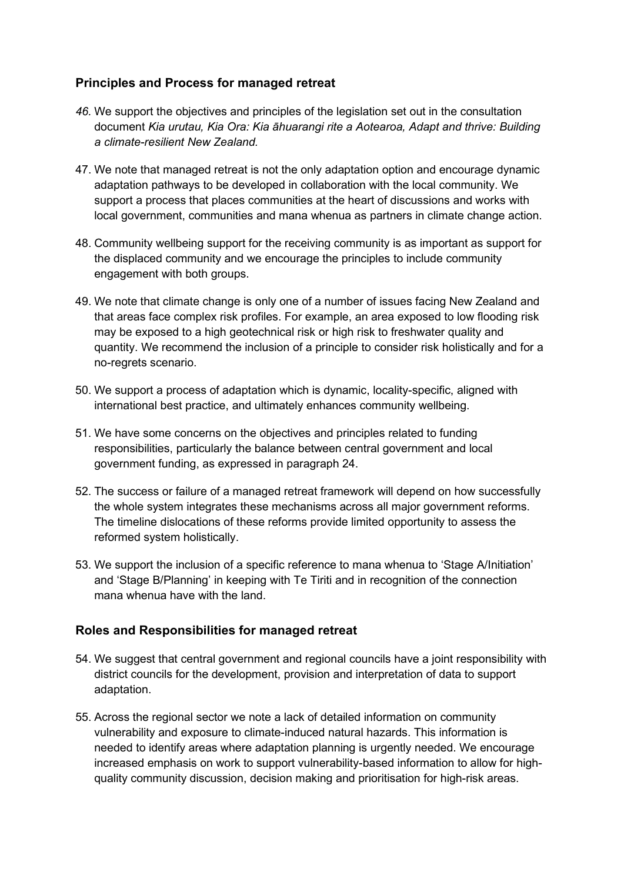## Principles and Process for managed retreat

*46.* We support the objectives and principles of the legislation set out in the consultation document *Kia urutau, Kia Ora: Kia āhuarangi rite a Aotearoa, Adapt and thrive: Building a climate-resilient New Zealand.*

47. We note that managed retreat is not the only adaptation option and encourage dynamic adaptation pathways to be developed in collaboration with the local community. We support a process that places communities at the heart of discussions and works with local government, communities and mana whenua as partners in climate change action.

48. Community wellbeing support for the receiving community is as important as support for the displaced community and we encourage the principles to include community engagement with both groups.

49. We note that climate change is only one of a number of issues facing New Zealand and that areas face complex risk profiles. For example, an area exposed to low flooding risk may be exposed to a high geotechnical risk or high risk to freshwater quality and quantity. We recommend the inclusion of a principle to consider risk holistically and for a no-regrets scenario.

50. We support a process of adaptation which is dynamic, locality-specific, aligned with international best practice, and ultimately enhances community wellbeing.

51. We have some concerns on the objectives and principles related to funding responsibilities, particularly the balance between central government and local government funding, as expressed in paragraph 24.

52. The success or failure of a managed retreat framework will depend on how successfully the whole system integrates these mechanisms across all major government reforms. The timeline dislocations of these reforms provide limited opportunity to assess the reformed system holistically.

53. We support the inclusion of a specific reference to mana whenua to 'Stage A/Initiation' and 'Stage B/Planning' in keeping with Te Tiriti and in recognition of the connection mana whenua have with the land.

## Roles and Responsibilities for managed retreat

54. We suggest that central government and regional councils have a joint responsibility with district councils for the development, provision and interpretation of data to support adaptation.

55. Across the regional sector we note a lack of detailed information on community vulnerability and exposure to climate-induced natural hazards. This information is needed to identify areas where adaptation planning is urgently needed. We encourage increased emphasis on work to support vulnerability-based information to allow for high-quality community discussion, decision making and prioritisation for high-risk areas.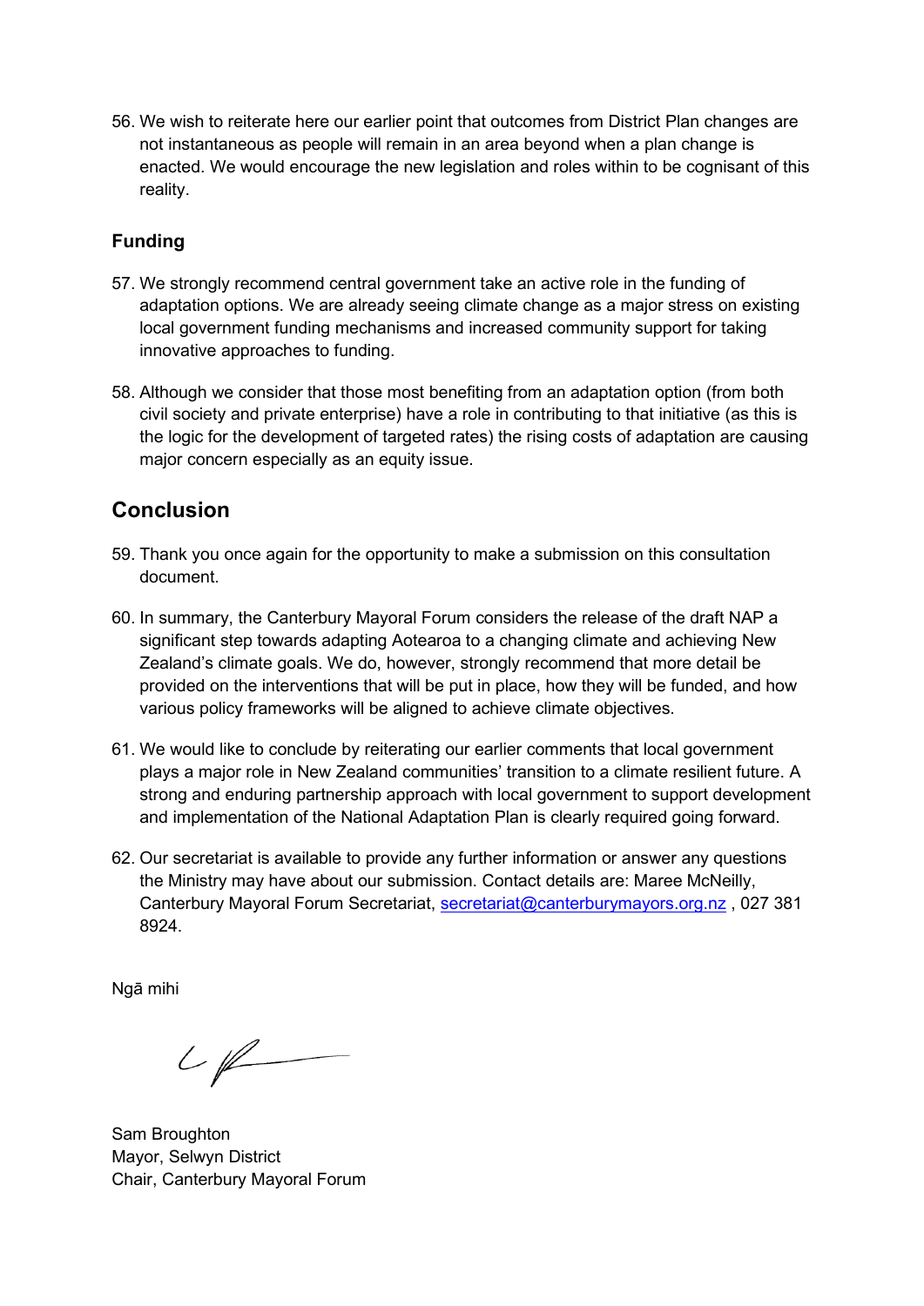56. We wish to reiterate here our earlier point that outcomes from District Plan changes are not instantaneous as people will remain in an area beyond when a plan change is enacted. We would encourage the new legislation and roles within to be cognisant of this reality.

### Funding

57. We strongly recommend central government take an active role in the funding of adaptation options. We are already seeing climate change as a major stress on existing local government funding mechanisms and increased community support for taking innovative approaches to funding.

58. Although we consider that those most benefiting from an adaptation option (from both civil society and private enterprise) have a role in contributing to that initiative (as this is the logic for the development of targeted rates) the rising costs of adaptation are causing major concern especially as an equity issue.

## Conclusion

59. Thank you once again for the opportunity to make a submission on this consultation document.

60. In summary, the Canterbury Mayoral Forum considers the release of the draft NAP a significant step towards adapting Aotearoa to a changing climate and achieving New Zealand's climate goals. We do, however, strongly recommend that more detail be provided on the interventions that will be put in place, how they will be funded, and how various policy frameworks will be aligned to achieve climate objectives.

61. We would like to conclude by reiterating our earlier comments that local government plays a major role in New Zealand communities' transition to a climate resilient future. A strong and enduring partnership approach with local government to support development and implementation of the National Adaptation Plan is clearly required going forward.

62. Our secretariat is available to provide any further information or answer any questions the Ministry may have about our submission. Contact details are: Maree McNeilly, Canterbury Mayoral Forum Secretariat, secretariat@canterburymayors.org.nz , 027 381 8924.

Ngā mihi

Sam Broughton
Mayor, Selwyn District
Chair, Canterbury Mayoral Forum